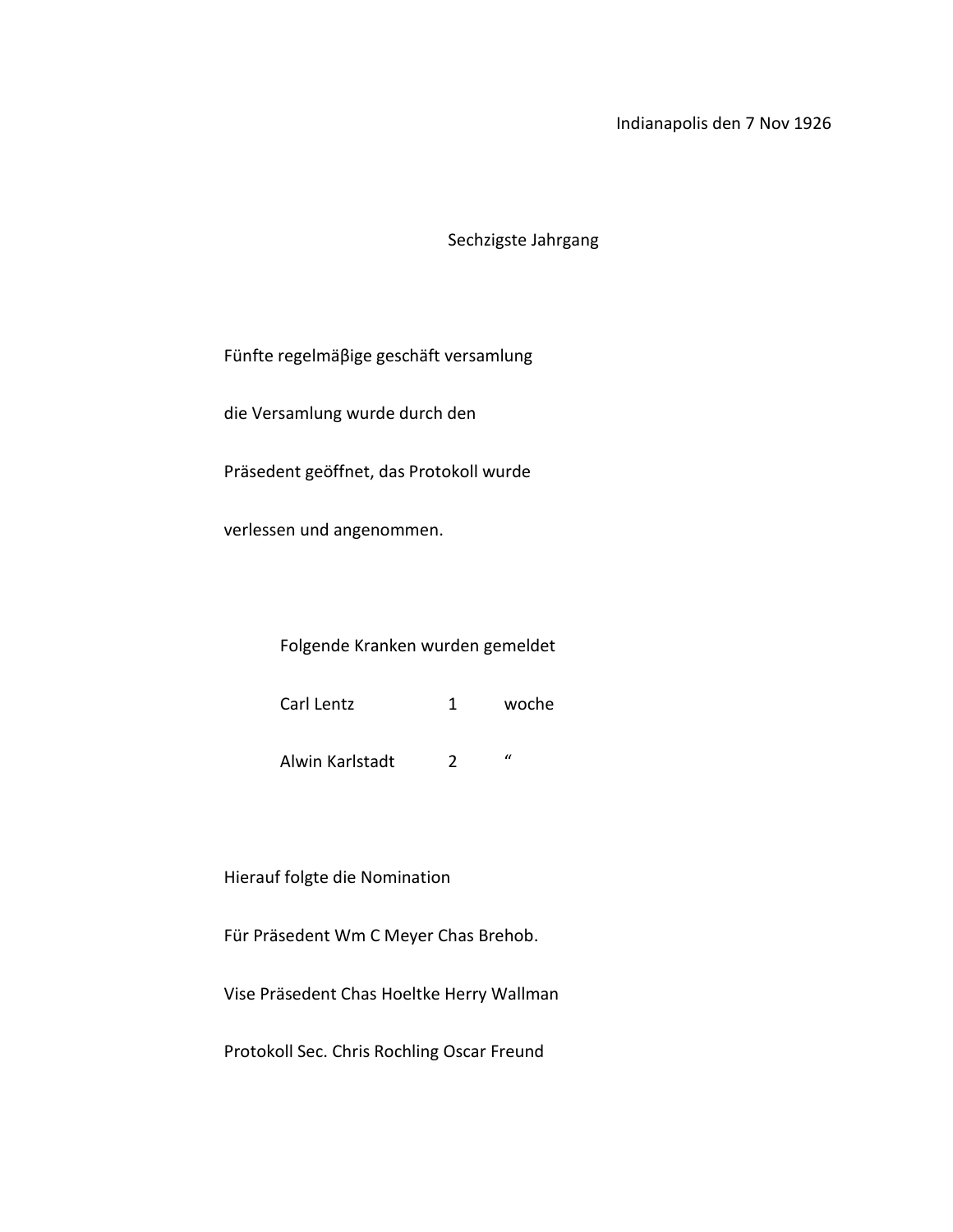Indianapolis den 7 Nov 1926

Sechzigste Jahrgang

Fünfte regelmäβige geschäft versamlung

die Versamlung wurde durch den

Präsedent geöffnet, das Protokoll wurde

verlessen und angenommen.

Folgende Kranken wurden gemeldet

| | | |
|---|---|---|
| Carl Lentz | 1 | woche |
| Alwin Karlstadt | 2 | “ |

Hierauf folgte die Nomination

Für Präsedent Wm C Meyer Chas Brehob.

Vise Präsedent Chas Hoeltke Herry Wallman

Protokoll Sec. Chris Rochling Oscar Freund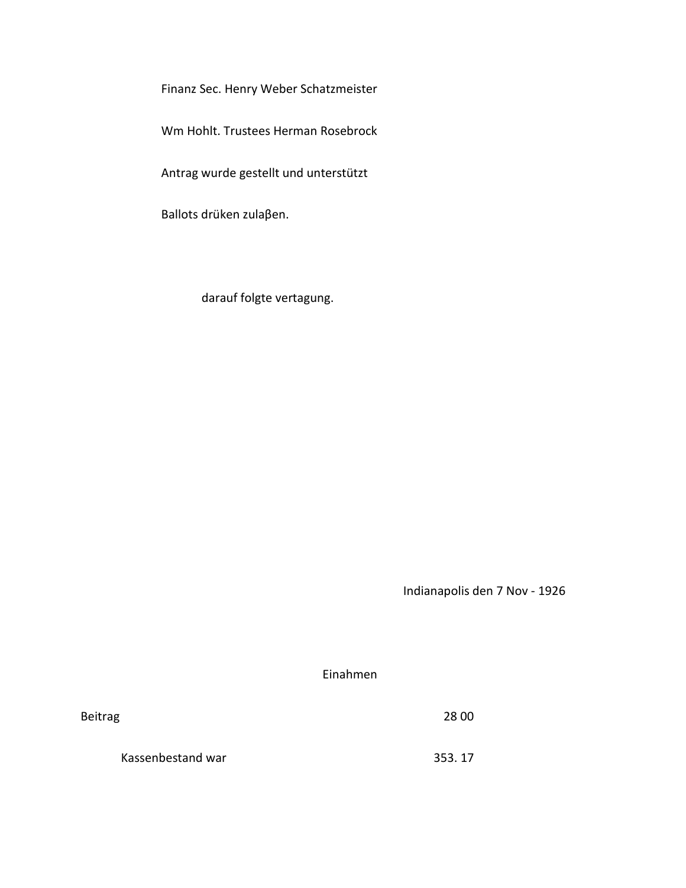Finanz Sec. Henry Weber Schatzmeister

Wm Hohlt. Trustees Herman Rosebrock

Antrag wurde gestellt und unterstützt

Ballots drüken zulaβen.

darauf folgte vertagung.

Indianapolis den 7 Nov - 1926

Einahmen

| | |
|---|---|
| Beitrag | 28 00 |
| Kassenbestand war | 353. 17 |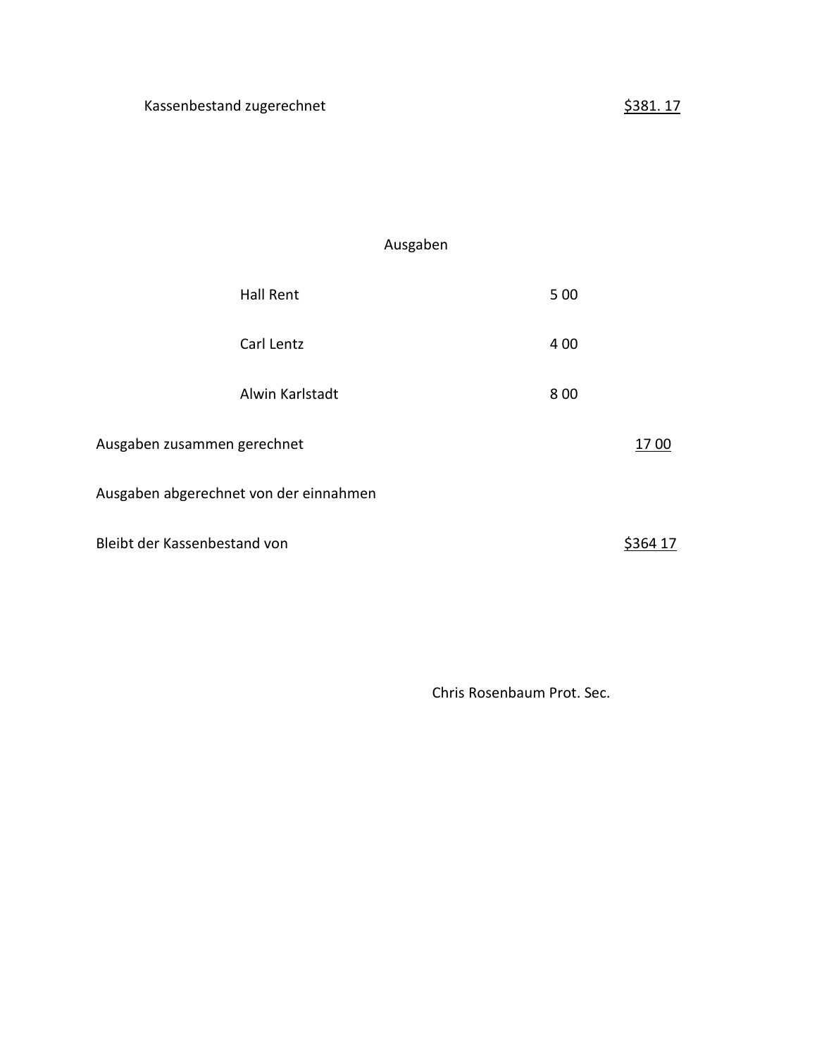Kassenbestand zugerechnet $381. 17

Ausgaben

| | | |
|---|---|---|
| Hall Rent | 5 00 | |
| Carl Lentz | 4 00 | |
| Alwin Karlstadt | 8 00 | |
| Ausgaben zusammen gerechnet | | 17 00 |
| Ausgaben abgerechnet von der einnahmen | | |
| Bleibt der Kassenbestand von | | $364 17 |

Chris Rosenbaum Prot. Sec.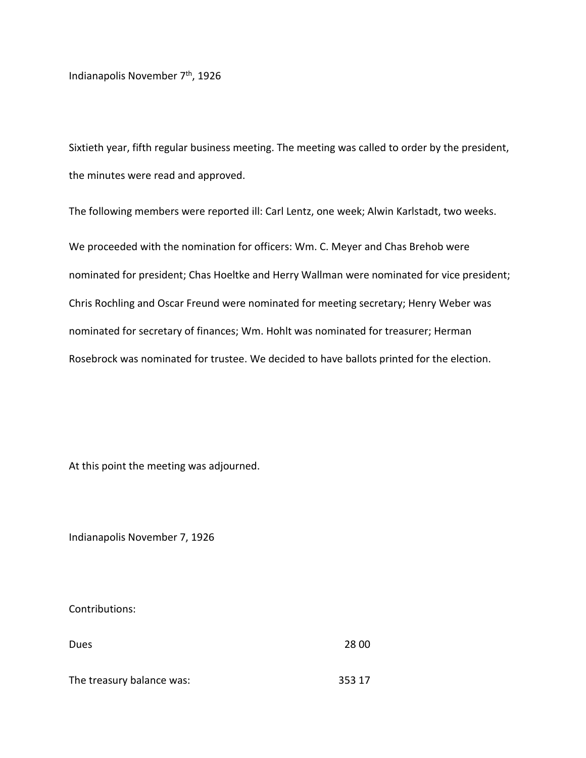Indianapolis November 7th, 1926

Sixtieth year, fifth regular business meeting. The meeting was called to order by the president, the minutes were read and approved.

The following members were reported ill: Carl Lentz, one week; Alwin Karlstadt, two weeks.

We proceeded with the nomination for officers: Wm. C. Meyer and Chas Brehob were nominated for president; Chas Hoeltke and Herry Wallman were nominated for vice president; Chris Rochling and Oscar Freund were nominated for meeting secretary; Henry Weber was nominated for secretary of finances; Wm. Hohlt was nominated for treasurer; Herman Rosebrock was nominated for trustee. We decided to have ballots printed for the election.

At this point the meeting was adjourned.

Indianapolis November 7, 1926

Contributions:

| | |
|---|---|
| Dues | 28 00 |
| The treasury balance was: | 353 17 |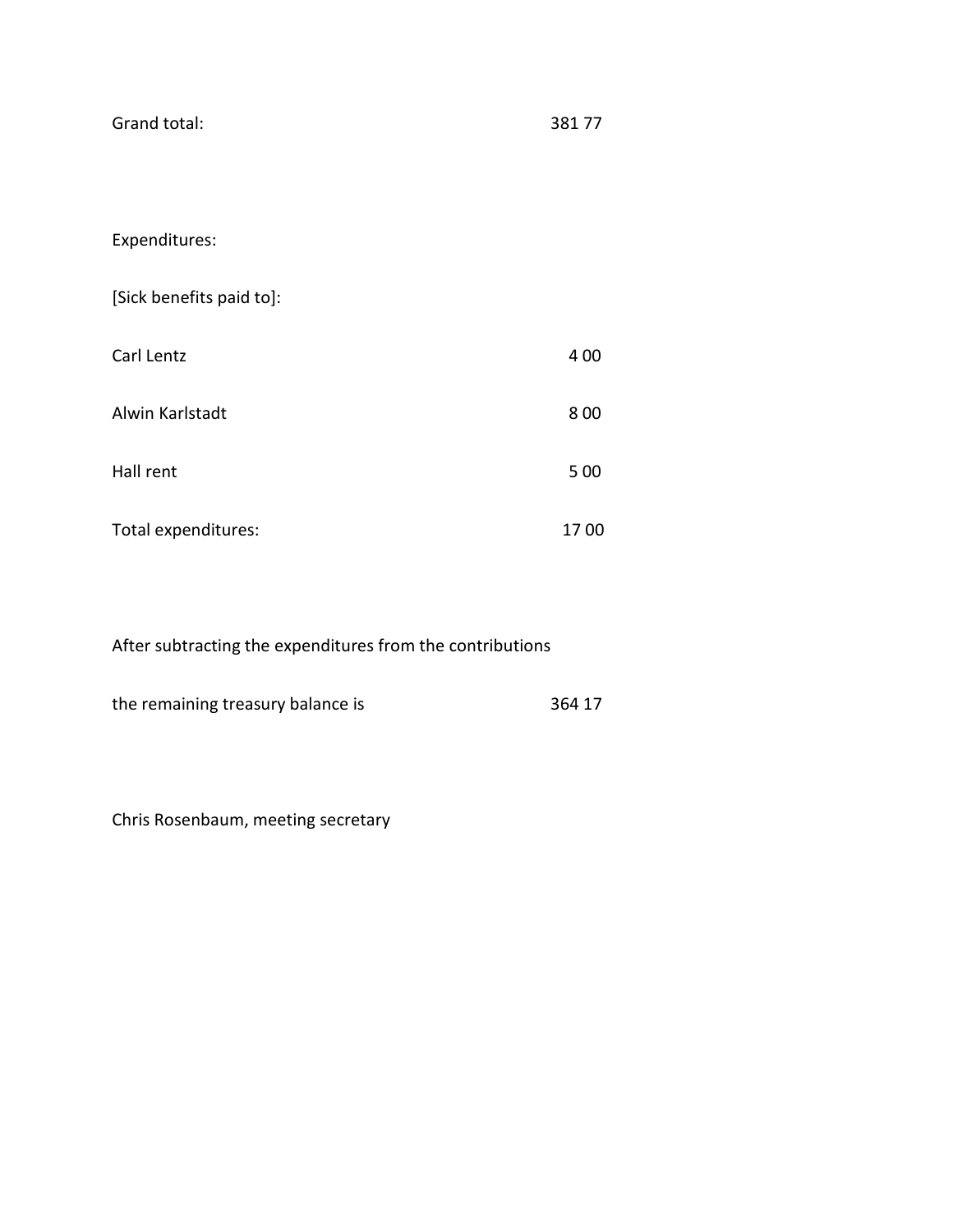| | |
|---|---|
| Grand total: | 381 77 |

Expenditures:

[Sick benefits paid to]:

| | |
|---|---|
| Carl Lentz | 4 00 |
| Alwin Karlstadt | 8 00 |
| Hall rent | 5 00 |
| Total expenditures: | 17 00 |

After subtracting the expenditures from the contributions

the remaining treasury balance is 364 17

Chris Rosenbaum, meeting secretary